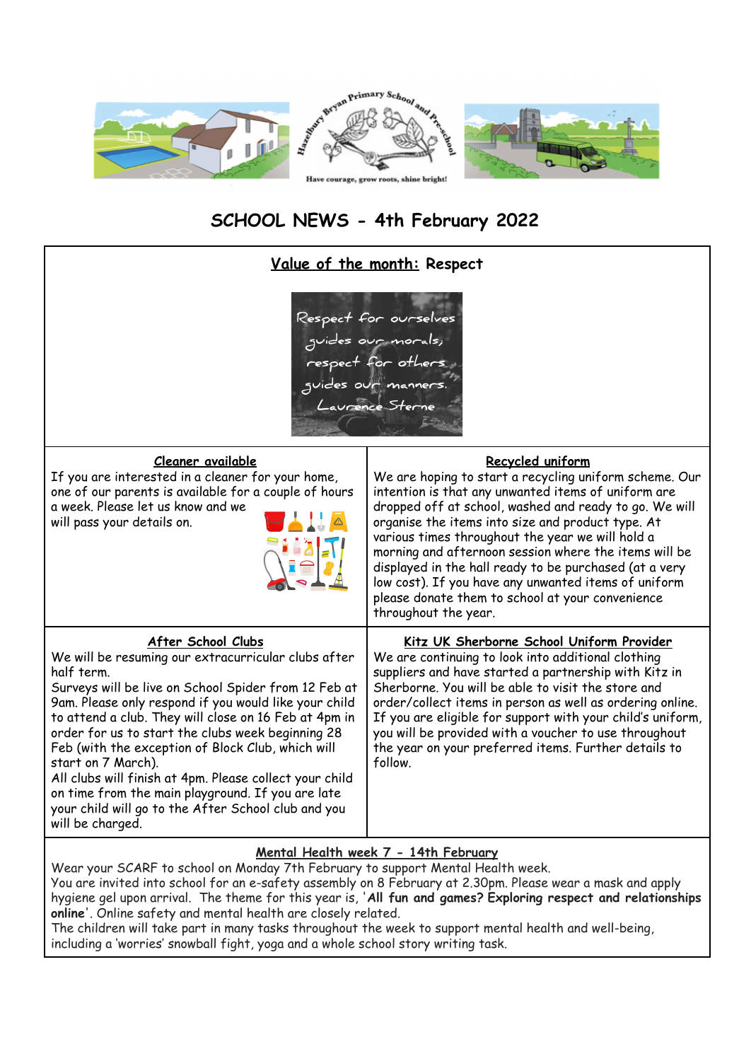Hazelbury Bryan Primary School and Pre-school

Have courage, grow roots, shine bright!

# SCHOOL NEWS - 4th February 2022

## Value of the month: Respect

Respect for ourselves guides our morals; respect for others guides our manners. Laurence Sterne

### Cleaner available

If you are interested in a cleaner for your home, one of our parents is available for a couple of hours a week. Please let us know and we will pass your details on.

### Recycled uniform

We are hoping to start a recycling uniform scheme. Our intention is that any unwanted items of uniform are dropped off at school, washed and ready to go. We will organise the items into size and product type. At various times throughout the year we will hold a morning and afternoon session where the items will be displayed in the hall ready to be purchased (at a very low cost). If you have any unwanted items of uniform please donate them to school at your convenience throughout the year.

### After School Clubs

We will be resuming our extracurricular clubs after half term.

Surveys will be live on School Spider from 12 Feb at 9am. Please only respond if you would like your child to attend a club. They will close on 16 Feb at 4pm in order for us to start the clubs week beginning 28 Feb (with the exception of Block Club, which will start on 7 March).

All clubs will finish at 4pm. Please collect your child on time from the main playground. If you are late your child will go to the After School club and you will be charged.

### Kitz UK Sherborne School Uniform Provider

We are continuing to look into additional clothing suppliers and have started a partnership with Kitz in Sherborne. You will be able to visit the store and order/collect items in person as well as ordering online. If you are eligible for support with your child's uniform, you will be provided with a voucher to use throughout the year on your preferred items. Further details to follow.

### Mental Health week 7 - 14th February

Wear your SCARF to school on Monday 7th February to support Mental Health week.

You are invited into school for an e-safety assembly on 8 February at 2.30pm. Please wear a mask and apply hygiene gel upon arrival. The theme for this year is, '**All fun and games? Exploring respect and relationships online**'. Online safety and mental health are closely related.

The children will take part in many tasks throughout the week to support mental health and well-being, including a 'worries' snowball fight, yoga and a whole school story writing task.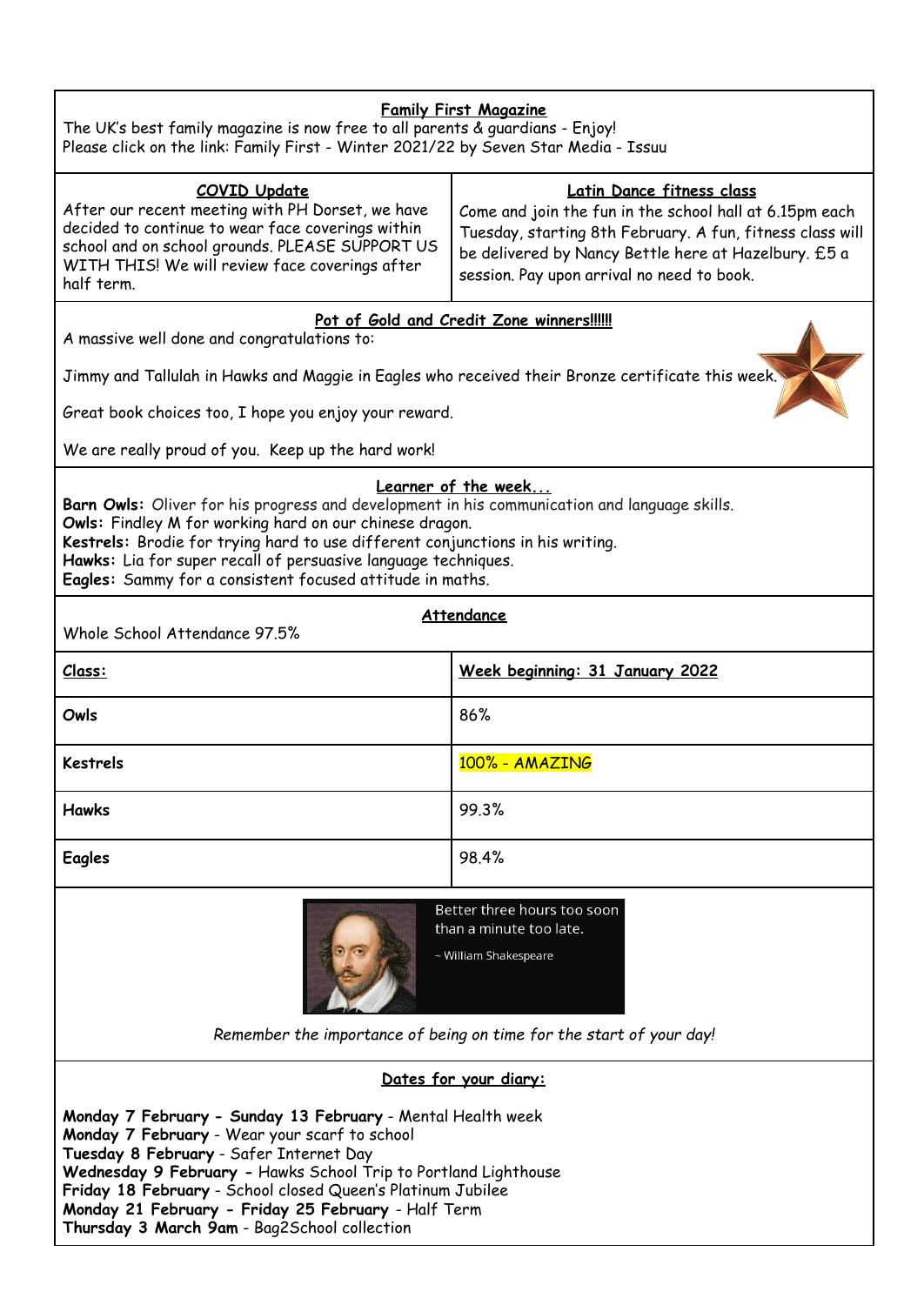## Family First Magazine

The UK's best family magazine is now free to all parents & guardians - Enjoy!
Please click on the link: Family First - Winter 2021/22 by Seven Star Media - Issuu

## COVID Update

After our recent meeting with PH Dorset, we have decided to continue to wear face coverings within school and on school grounds. PLEASE SUPPORT US WITH THIS! We will review face coverings after half term.

## Latin Dance fitness class

Come and join the fun in the school hall at 6.15pm each Tuesday, starting 8th February. A fun, fitness class will be delivered by Nancy Bettle here at Hazelbury. £5 a session. Pay upon arrival no need to book.

## Pot of Gold and Credit Zone winners!!!!!!

A massive well done and congratulations to:

Jimmy and Tallulah in Hawks and Maggie in Eagles who received their Bronze certificate this week.

Great book choices too, I hope you enjoy your reward.

We are really proud of you. Keep up the hard work!

## Learner of the week...

**Barn Owls:** Oliver for his progress and development in his communication and language skills.
**Owls:** Findley M for working hard on our chinese dragon.
**Kestrels:** Brodie for trying hard to use different conjunctions in his writing.
**Hawks:** Lia for super recall of persuasive language techniques.
**Eagles:** Sammy for a consistent focused attitude in maths.

## Attendance

Whole School Attendance 97.5%

| Class: | Week beginning: 31 January 2022 |
|---|---|
| Owls | 86% |
| Kestrels | 100% - AMAZING |
| Hawks | 99.3% |
| Eagles | 98.4% |

Better three hours too soon than a minute too late.

~ William Shakespeare

*Remember the importance of being on time for the start of your day!*

## Dates for your diary:

**Monday 7 February - Sunday 13 February** - Mental Health week
**Monday 7 February** - Wear your scarf to school
**Tuesday 8 February** - Safer Internet Day
**Wednesday 9 February -** Hawks School Trip to Portland Lighthouse
**Friday 18 February** - School closed Queen's Platinum Jubilee
**Monday 21 February - Friday 25 February** - Half Term
**Thursday 3 March 9am** - Bag2School collection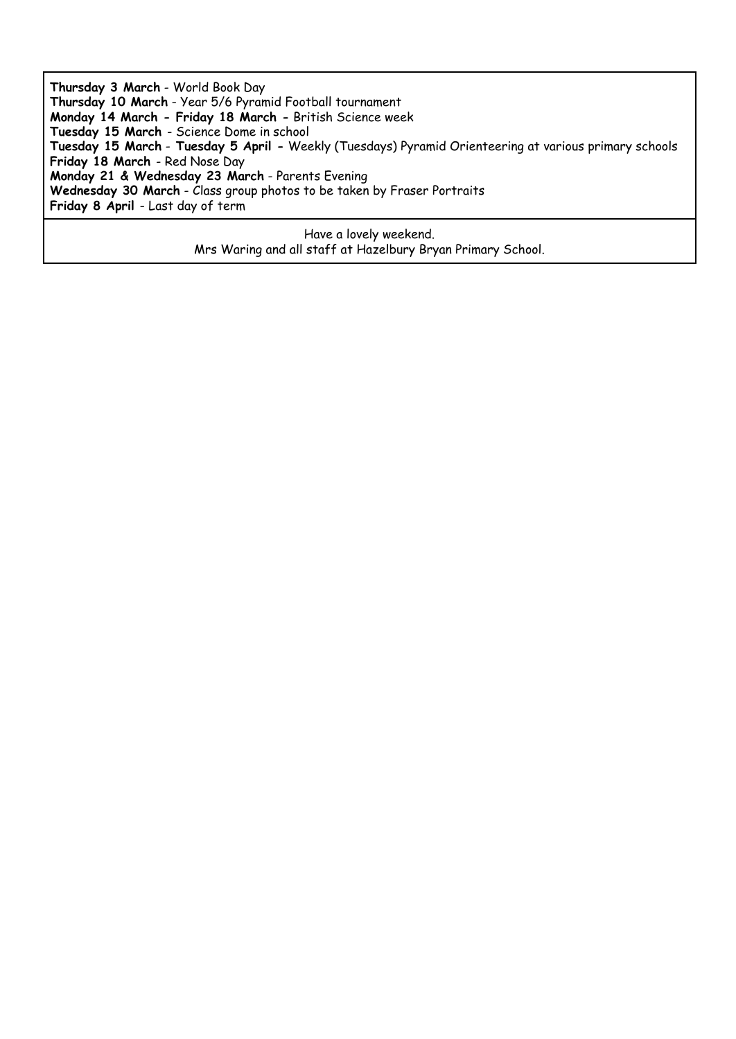**Thursday 3 March** - World Book Day
**Thursday 10 March** - Year 5/6 Pyramid Football tournament
**Monday 14 March - Friday 18 March -** British Science week
**Tuesday 15 March** - Science Dome in school
**Tuesday 15 March** - **Tuesday 5 April -** Weekly (Tuesdays) Pyramid Orienteering at various primary schools
**Friday 18 March** - Red Nose Day
**Monday 21 & Wednesday 23 March** - Parents Evening
**Wednesday 30 March** - Class group photos to be taken by Fraser Portraits
**Friday 8 April** - Last day of term

Have a lovely weekend.
Mrs Waring and all staff at Hazelbury Bryan Primary School.